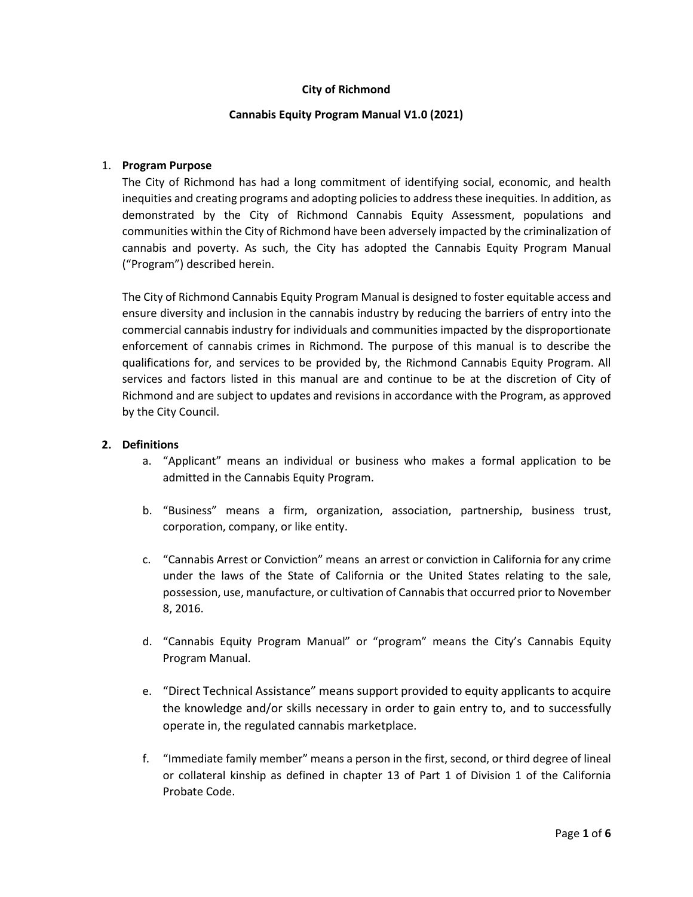**City of Richmond**

**Cannabis Equity Program Manual V1.0 (2021)**

1. **Program Purpose**

   The City of Richmond has had a long commitment of identifying social, economic, and health inequities and creating programs and adopting policies to address these inequities. In addition, as demonstrated by the City of Richmond Cannabis Equity Assessment, populations and communities within the City of Richmond have been adversely impacted by the criminalization of cannabis and poverty. As such, the City has adopted the Cannabis Equity Program Manual ("Program") described herein.

   The City of Richmond Cannabis Equity Program Manual is designed to foster equitable access and ensure diversity and inclusion in the cannabis industry by reducing the barriers of entry into the commercial cannabis industry for individuals and communities impacted by the disproportionate enforcement of cannabis crimes in Richmond. The purpose of this manual is to describe the qualifications for, and services to be provided by, the Richmond Cannabis Equity Program. All services and factors listed in this manual are and continue to be at the discretion of City of Richmond and are subject to updates and revisions in accordance with the Program, as approved by the City Council.

2. **Definitions**

   a. "Applicant" means an individual or business who makes a formal application to be admitted in the Cannabis Equity Program.

   b. "Business" means a firm, organization, association, partnership, business trust, corporation, company, or like entity.

   c. "Cannabis Arrest or Conviction" means an arrest or conviction in California for any crime under the laws of the State of California or the United States relating to the sale, possession, use, manufacture, or cultivation of Cannabis that occurred prior to November 8, 2016.

   d. "Cannabis Equity Program Manual" or "program" means the City's Cannabis Equity Program Manual.

   e. "Direct Technical Assistance" means support provided to equity applicants to acquire the knowledge and/or skills necessary in order to gain entry to, and to successfully operate in, the regulated cannabis marketplace.

   f. "Immediate family member" means a person in the first, second, or third degree of lineal or collateral kinship as defined in chapter 13 of Part 1 of Division 1 of the California Probate Code.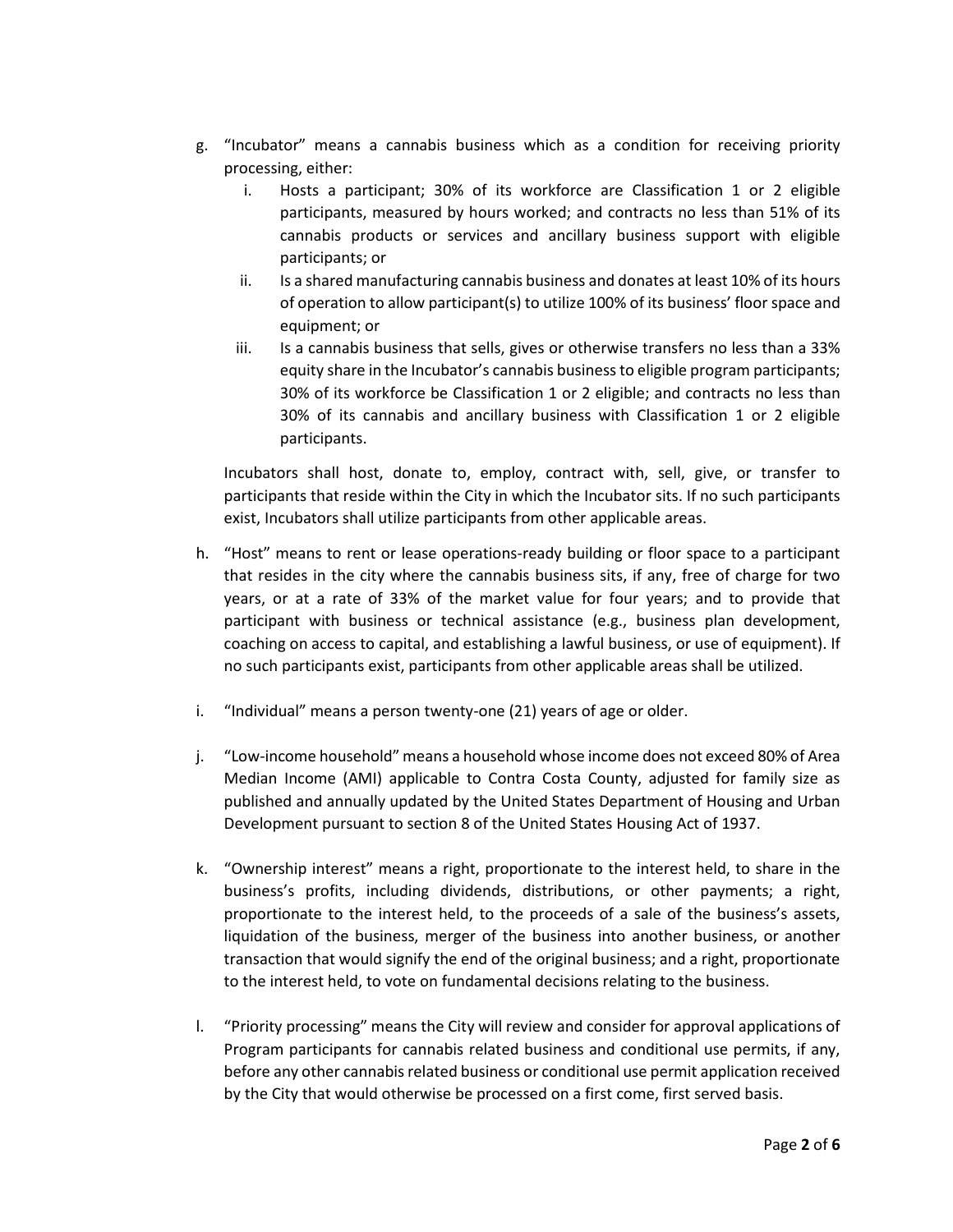g. "Incubator" means a cannabis business which as a condition for receiving priority processing, either:

   i. Hosts a participant; 30% of its workforce are Classification 1 or 2 eligible participants, measured by hours worked; and contracts no less than 51% of its cannabis products or services and ancillary business support with eligible participants; or

   ii. Is a shared manufacturing cannabis business and donates at least 10% of its hours of operation to allow participant(s) to utilize 100% of its business' floor space and equipment; or

   iii. Is a cannabis business that sells, gives or otherwise transfers no less than a 33% equity share in the Incubator's cannabis business to eligible program participants; 30% of its workforce be Classification 1 or 2 eligible; and contracts no less than 30% of its cannabis and ancillary business with Classification 1 or 2 eligible participants.

   Incubators shall host, donate to, employ, contract with, sell, give, or transfer to participants that reside within the City in which the Incubator sits. If no such participants exist, Incubators shall utilize participants from other applicable areas.

h. "Host" means to rent or lease operations-ready building or floor space to a participant that resides in the city where the cannabis business sits, if any, free of charge for two years, or at a rate of 33% of the market value for four years; and to provide that participant with business or technical assistance (e.g., business plan development, coaching on access to capital, and establishing a lawful business, or use of equipment). If no such participants exist, participants from other applicable areas shall be utilized.

i. "Individual" means a person twenty-one (21) years of age or older.

j. "Low-income household" means a household whose income does not exceed 80% of Area Median Income (AMI) applicable to Contra Costa County, adjusted for family size as published and annually updated by the United States Department of Housing and Urban Development pursuant to section 8 of the United States Housing Act of 1937.

k. "Ownership interest" means a right, proportionate to the interest held, to share in the business's profits, including dividends, distributions, or other payments; a right, proportionate to the interest held, to the proceeds of a sale of the business's assets, liquidation of the business, merger of the business into another business, or another transaction that would signify the end of the original business; and a right, proportionate to the interest held, to vote on fundamental decisions relating to the business.

l. "Priority processing" means the City will review and consider for approval applications of Program participants for cannabis related business and conditional use permits, if any, before any other cannabis related business or conditional use permit application received by the City that would otherwise be processed on a first come, first served basis.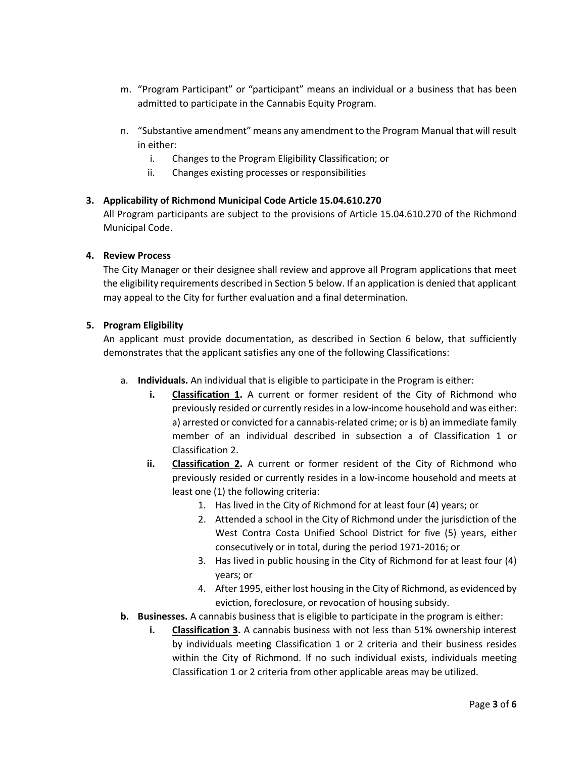m. "Program Participant" or "participant" means an individual or a business that has been admitted to participate in the Cannabis Equity Program.

n. "Substantive amendment" means any amendment to the Program Manual that will result in either:
   i. Changes to the Program Eligibility Classification; or
   ii. Changes existing processes or responsibilities

**3. Applicability of Richmond Municipal Code Article 15.04.610.270**

All Program participants are subject to the provisions of Article 15.04.610.270 of the Richmond Municipal Code.

**4. Review Process**

The City Manager or their designee shall review and approve all Program applications that meet the eligibility requirements described in Section 5 below. If an application is denied that applicant may appeal to the City for further evaluation and a final determination.

**5. Program Eligibility**

An applicant must provide documentation, as described in Section 6 below, that sufficiently demonstrates that the applicant satisfies any one of the following Classifications:

a. **Individuals.** An individual that is eligible to participate in the Program is either:

   **i. <u>Classification 1</u>.** A current or former resident of the City of Richmond who previously resided or currently resides in a low-income household and was either: a) arrested or convicted for a cannabis-related crime; or is b) an immediate family member of an individual described in subsection a of Classification 1 or Classification 2.

   **ii. <u>Classification 2</u>.** A current or former resident of the City of Richmond who previously resided or currently resides in a low-income household and meets at least one (1) the following criteria:
      1. Has lived in the City of Richmond for at least four (4) years; or
      2. Attended a school in the City of Richmond under the jurisdiction of the West Contra Costa Unified School District for five (5) years, either consecutively or in total, during the period 1971-2016; or
      3. Has lived in public housing in the City of Richmond for at least four (4) years; or
      4. After 1995, either lost housing in the City of Richmond, as evidenced by eviction, foreclosure, or revocation of housing subsidy.

**b. Businesses.** A cannabis business that is eligible to participate in the program is either:

   **i. <u>Classification 3</u>.** A cannabis business with not less than 51% ownership interest by individuals meeting Classification 1 or 2 criteria and their business resides within the City of Richmond. If no such individual exists, individuals meeting Classification 1 or 2 criteria from other applicable areas may be utilized.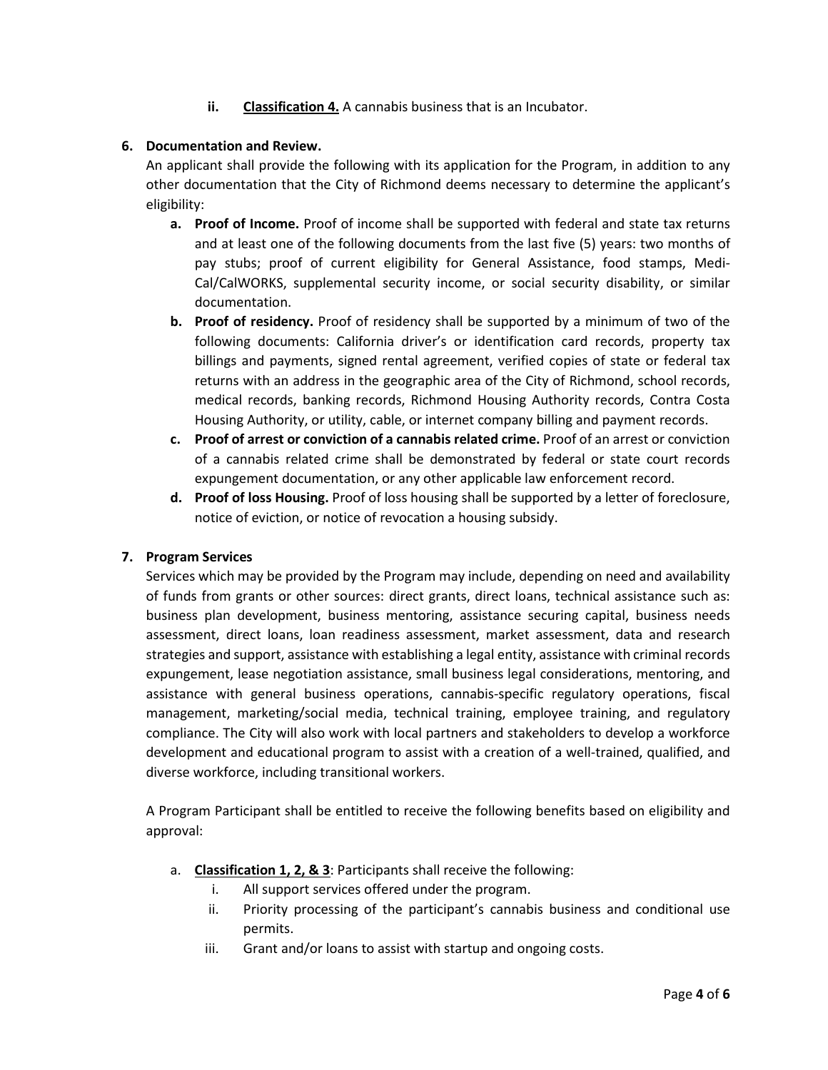ii. **Classification 4.** A cannabis business that is an Incubator.

**6. Documentation and Review.**

An applicant shall provide the following with its application for the Program, in addition to any other documentation that the City of Richmond deems necessary to determine the applicant's eligibility:

   a. **Proof of Income.** Proof of income shall be supported with federal and state tax returns and at least one of the following documents from the last five (5) years: two months of pay stubs; proof of current eligibility for General Assistance, food stamps, Medi-Cal/CalWORKS, supplemental security income, or social security disability, or similar documentation.

   b. **Proof of residency.** Proof of residency shall be supported by a minimum of two of the following documents: California driver's or identification card records, property tax billings and payments, signed rental agreement, verified copies of state or federal tax returns with an address in the geographic area of the City of Richmond, school records, medical records, banking records, Richmond Housing Authority records, Contra Costa Housing Authority, or utility, cable, or internet company billing and payment records.

   c. **Proof of arrest or conviction of a cannabis related crime.** Proof of an arrest or conviction of a cannabis related crime shall be demonstrated by federal or state court records expungement documentation, or any other applicable law enforcement record.

   d. **Proof of loss Housing.** Proof of loss housing shall be supported by a letter of foreclosure, notice of eviction, or notice of revocation a housing subsidy.

**7. Program Services**

Services which may be provided by the Program may include, depending on need and availability of funds from grants or other sources: direct grants, direct loans, technical assistance such as: business plan development, business mentoring, assistance securing capital, business needs assessment, direct loans, loan readiness assessment, market assessment, data and research strategies and support, assistance with establishing a legal entity, assistance with criminal records expungement, lease negotiation assistance, small business legal considerations, mentoring, and assistance with general business operations, cannabis-specific regulatory operations, fiscal management, marketing/social media, technical training, employee training, and regulatory compliance. The City will also work with local partners and stakeholders to develop a workforce development and educational program to assist with a creation of a well-trained, qualified, and diverse workforce, including transitional workers.

A Program Participant shall be entitled to receive the following benefits based on eligibility and approval:

   a. **<u>Classification 1, 2, & 3</u>**: Participants shall receive the following:
      i. All support services offered under the program.
      ii. Priority processing of the participant's cannabis business and conditional use permits.
      iii. Grant and/or loans to assist with startup and ongoing costs.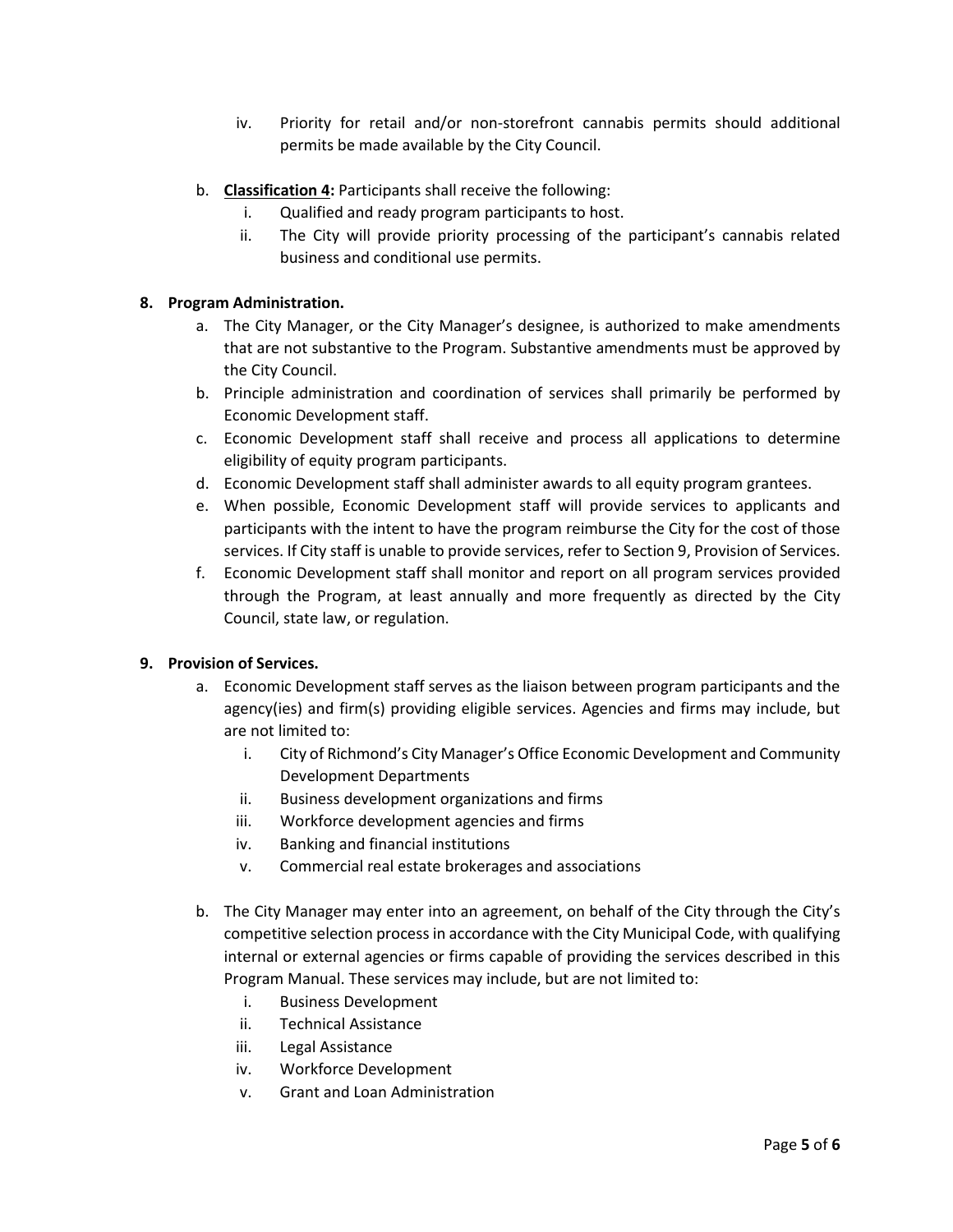iv. Priority for retail and/or non-storefront cannabis permits should additional permits be made available by the City Council.

b. **Classification 4:** Participants shall receive the following:
    i. Qualified and ready program participants to host.
    ii. The City will provide priority processing of the participant's cannabis related business and conditional use permits.

**8. Program Administration.**

a. The City Manager, or the City Manager's designee, is authorized to make amendments that are not substantive to the Program. Substantive amendments must be approved by the City Council.
b. Principle administration and coordination of services shall primarily be performed by Economic Development staff.
c. Economic Development staff shall receive and process all applications to determine eligibility of equity program participants.
d. Economic Development staff shall administer awards to all equity program grantees.
e. When possible, Economic Development staff will provide services to applicants and participants with the intent to have the program reimburse the City for the cost of those services. If City staff is unable to provide services, refer to Section 9, Provision of Services.
f. Economic Development staff shall monitor and report on all program services provided through the Program, at least annually and more frequently as directed by the City Council, state law, or regulation.

**9. Provision of Services.**

a. Economic Development staff serves as the liaison between program participants and the agency(ies) and firm(s) providing eligible services. Agencies and firms may include, but are not limited to:
    i. City of Richmond's City Manager's Office Economic Development and Community Development Departments
    ii. Business development organizations and firms
    iii. Workforce development agencies and firms
    iv. Banking and financial institutions
    v. Commercial real estate brokerages and associations

b. The City Manager may enter into an agreement, on behalf of the City through the City's competitive selection process in accordance with the City Municipal Code, with qualifying internal or external agencies or firms capable of providing the services described in this Program Manual. These services may include, but are not limited to:
    i. Business Development
    ii. Technical Assistance
    iii. Legal Assistance
    iv. Workforce Development
    v. Grant and Loan Administration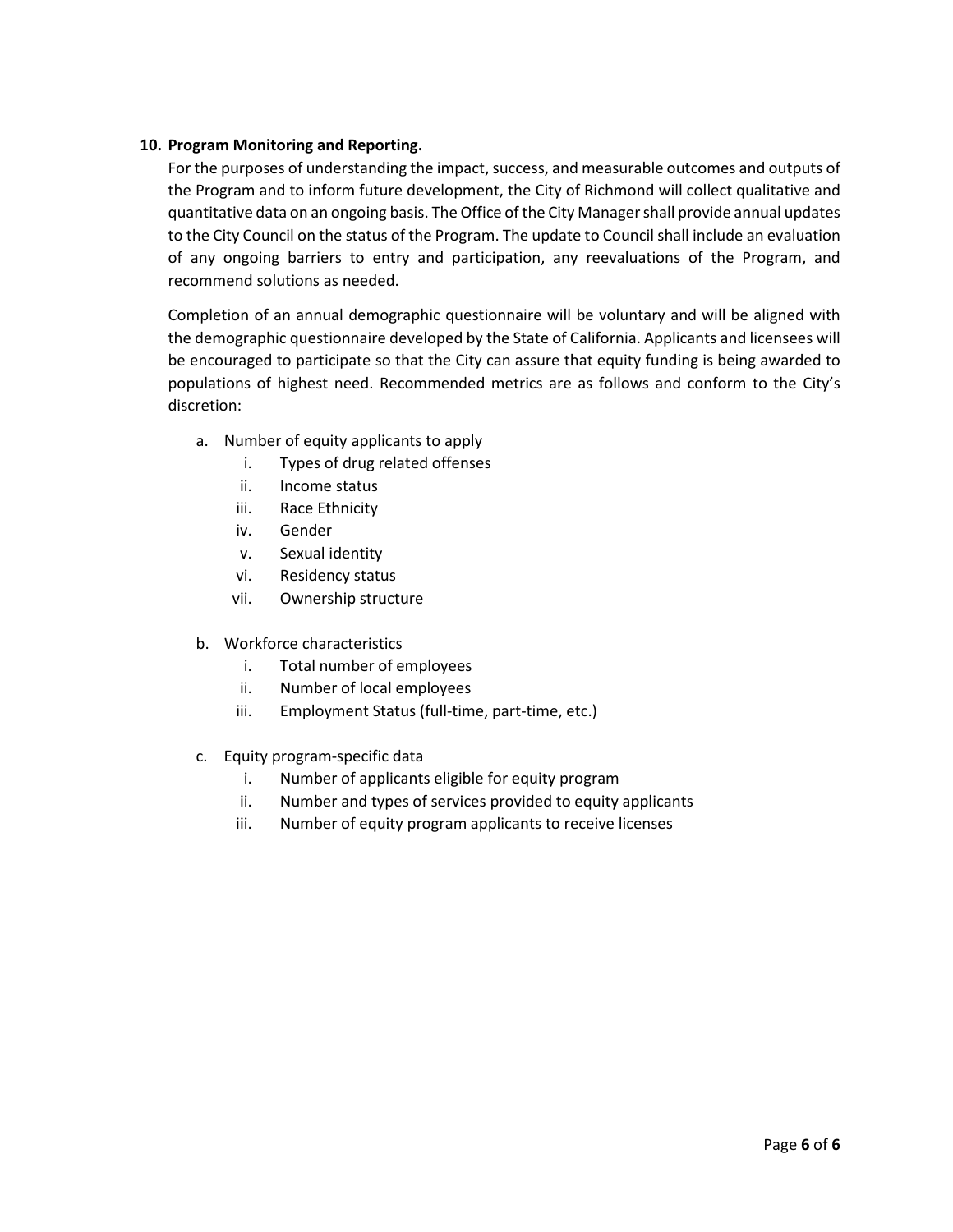**10. Program Monitoring and Reporting.**

For the purposes of understanding the impact, success, and measurable outcomes and outputs of the Program and to inform future development, the City of Richmond will collect qualitative and quantitative data on an ongoing basis. The Office of the City Manager shall provide annual updates to the City Council on the status of the Program. The update to Council shall include an evaluation of any ongoing barriers to entry and participation, any reevaluations of the Program, and recommend solutions as needed.

Completion of an annual demographic questionnaire will be voluntary and will be aligned with the demographic questionnaire developed by the State of California. Applicants and licensees will be encouraged to participate so that the City can assure that equity funding is being awarded to populations of highest need. Recommended metrics are as follows and conform to the City's discretion:

a. Number of equity applicants to apply
   - i. Types of drug related offenses
   - ii. Income status
   - iii. Race Ethnicity
   - iv. Gender
   - v. Sexual identity
   - vi. Residency status
   - vii. Ownership structure

b. Workforce characteristics
   - i. Total number of employees
   - ii. Number of local employees
   - iii. Employment Status (full-time, part-time, etc.)

c. Equity program-specific data
   - i. Number of applicants eligible for equity program
   - ii. Number and types of services provided to equity applicants
   - iii. Number of equity program applicants to receive licenses